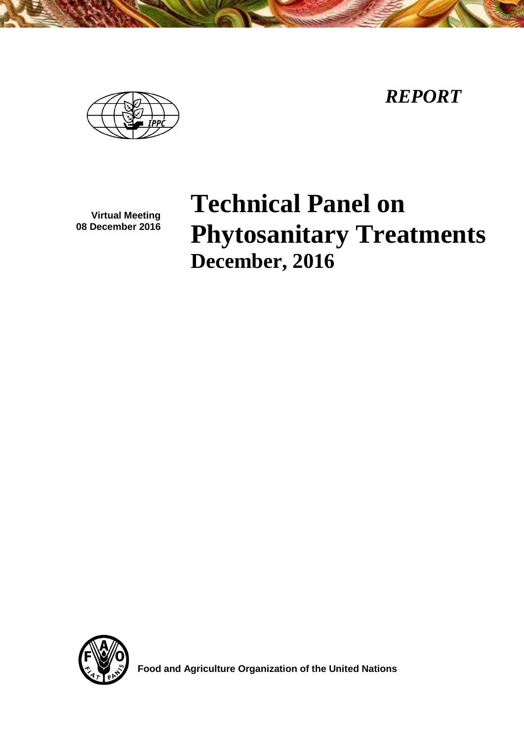*REPORT*

Virtual Meeting
08 December 2016

# Technical Panel on Phytosanitary Treatments

## December, 2016

Food and Agriculture Organization of the United Nations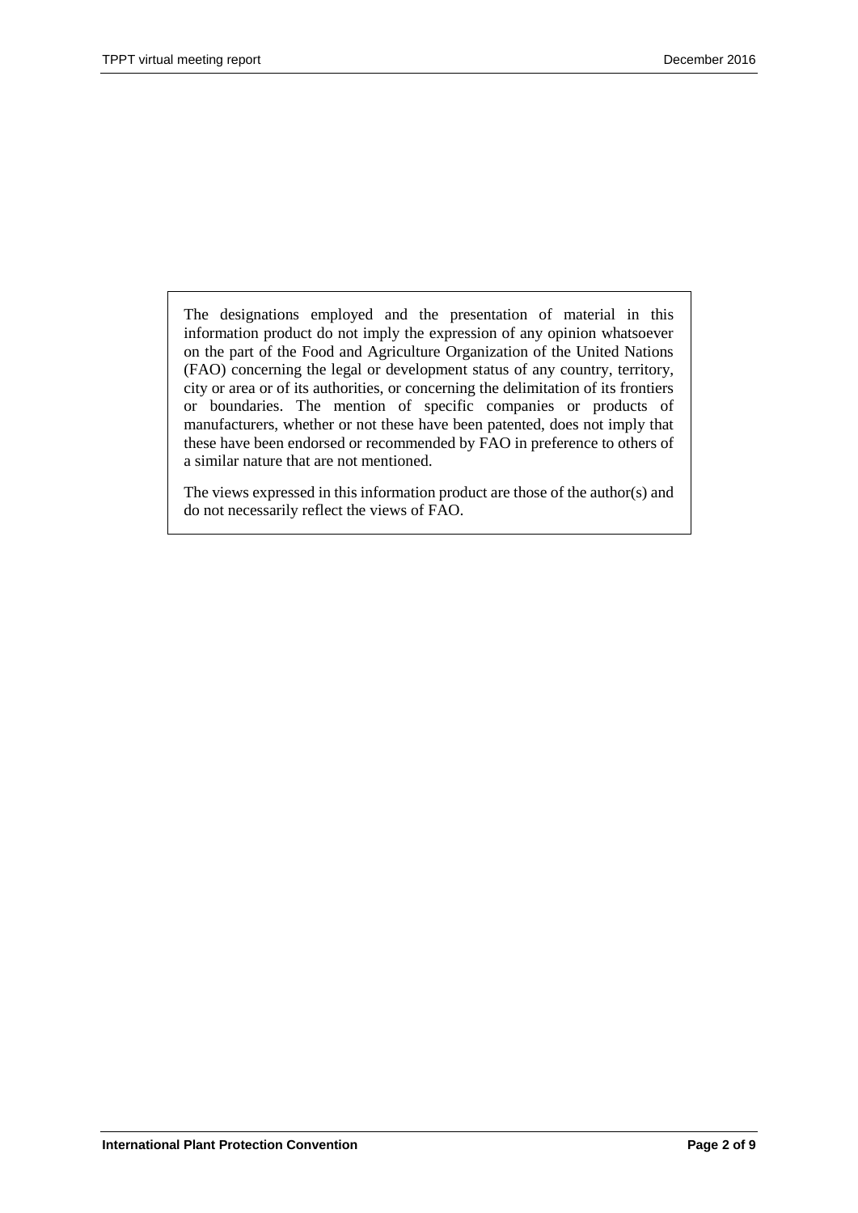The designations employed and the presentation of material in this information product do not imply the expression of any opinion whatsoever on the part of the Food and Agriculture Organization of the United Nations (FAO) concerning the legal or development status of any country, territory, city or area or of its authorities, or concerning the delimitation of its frontiers or boundaries. The mention of specific companies or products of manufacturers, whether or not these have been patented, does not imply that these have been endorsed or recommended by FAO in preference to others of a similar nature that are not mentioned.

The views expressed in this information product are those of the author(s) and do not necessarily reflect the views of FAO.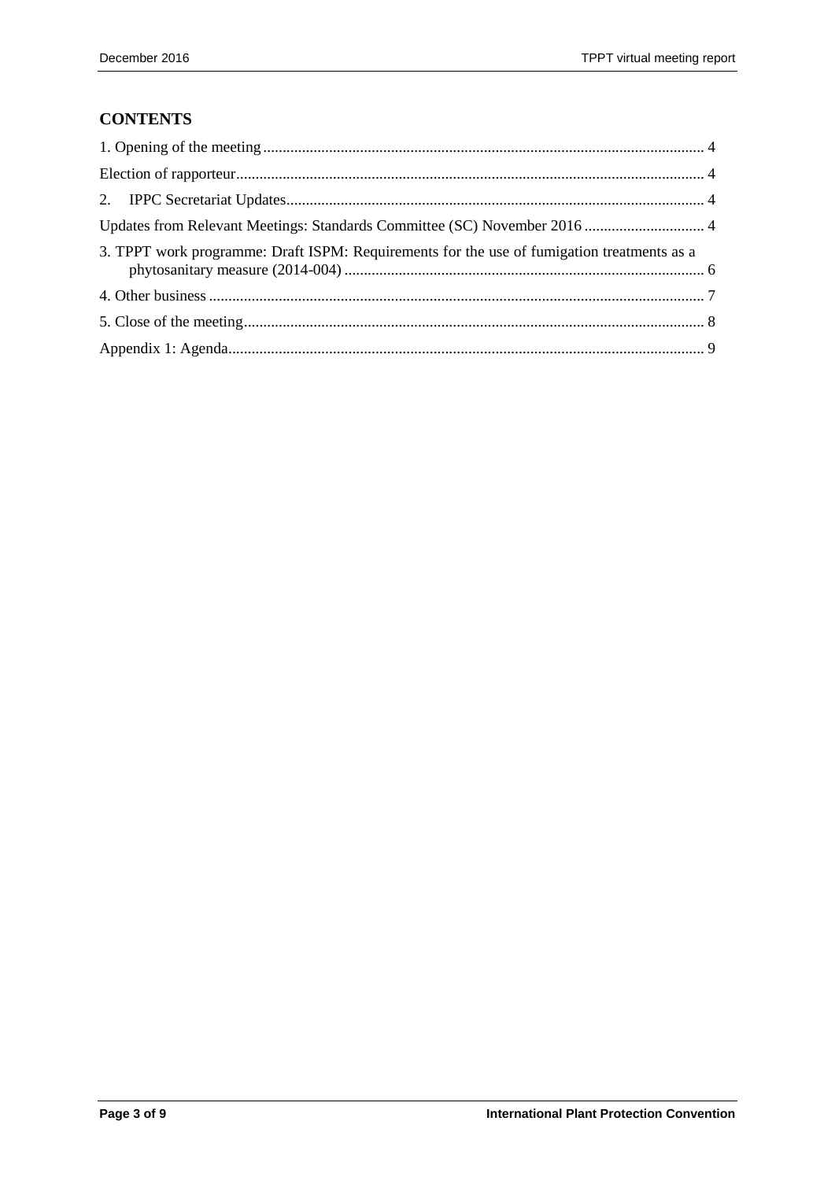## CONTENTS

1. Opening of the meeting ........................................................................................................ 4

Election of rapporteur ........................................................................................................ 4

2. IPPC Secretariat Updates ........................................................................................................ 4

Updates from Relevant Meetings: Standards Committee (SC) November 2016 ............................... 4

3. TPPT work programme: Draft ISPM: Requirements for the use of fumigation treatments as a phytosanitary measure (2014-004) ........................................................................................ 6

4. Other business ........................................................................................................ 7

5. Close of the meeting ........................................................................................................ 8

Appendix 1: Agenda ........................................................................................................ 9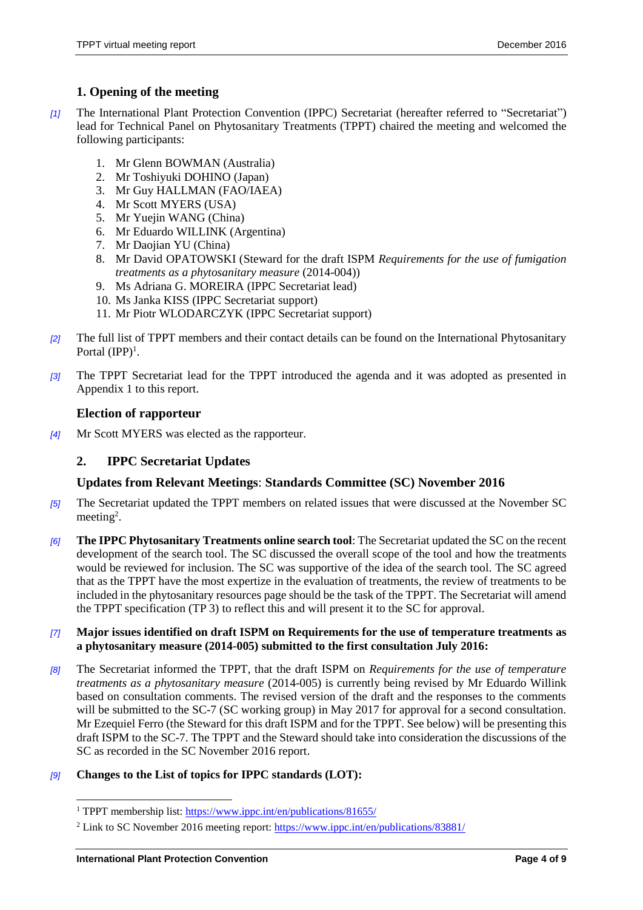## 1. Opening of the meeting

[1] The International Plant Protection Convention (IPPC) Secretariat (hereafter referred to "Secretariat") lead for Technical Panel on Phytosanitary Treatments (TPPT) chaired the meeting and welcomed the following participants:

1. Mr Glenn BOWMAN (Australia)
2. Mr Toshiyuki DOHINO (Japan)
3. Mr Guy HALLMAN (FAO/IAEA)
4. Mr Scott MYERS (USA)
5. Mr Yuejin WANG (China)
6. Mr Eduardo WILLINK (Argentina)
7. Mr Daojian YU (China)
8. Mr David OPATOWSKI (Steward for the draft ISPM *Requirements for the use of fumigation treatments as a phytosanitary measure* (2014-004))
9. Ms Adriana G. MOREIRA (IPPC Secretariat lead)
10. Ms Janka KISS (IPPC Secretariat support)
11. Mr Piotr WLODARCZYK (IPPC Secretariat support)

[2] The full list of TPPT members and their contact details can be found on the International Phytosanitary Portal (IPP)[1].

[3] The TPPT Secretariat lead for the TPPT introduced the agenda and it was adopted as presented in Appendix 1 to this report.

### Election of rapporteur

[4] Mr Scott MYERS was elected as the rapporteur.

## 2. IPPC Secretariat Updates

### Updates from Relevant Meetings: Standards Committee (SC) November 2016

[5] The Secretariat updated the TPPT members on related issues that were discussed at the November SC meeting[2].

[6] **The IPPC Phytosanitary Treatments online search tool**: The Secretariat updated the SC on the recent development of the search tool. The SC discussed the overall scope of the tool and how the treatments would be reviewed for inclusion. The SC was supportive of the idea of the search tool. The SC agreed that as the TPPT have the most expertize in the evaluation of treatments, the review of treatments to be included in the phytosanitary resources page should be the task of the TPPT. The Secretariat will amend the TPPT specification (TP 3) to reflect this and will present it to the SC for approval.

[7] **Major issues identified on draft ISPM on Requirements for the use of temperature treatments as a phytosanitary measure (2014-005) submitted to the first consultation July 2016:**

[8] The Secretariat informed the TPPT, that the draft ISPM on *Requirements for the use of temperature treatments as a phytosanitary measure* (2014-005) is currently being revised by Mr Eduardo Willink based on consultation comments. The revised version of the draft and the responses to the comments will be submitted to the SC-7 (SC working group) in May 2017 for approval for a second consultation. Mr Ezequiel Ferro (the Steward for this draft ISPM and for the TPPT. See below) will be presenting this draft ISPM to the SC-7. The TPPT and the Steward should take into consideration the discussions of the SC as recorded in the SC November 2016 report.

[9] **Changes to the List of topics for IPPC standards (LOT):**

---

[1] TPPT membership list: https://www.ippc.int/en/publications/81655/

[2] Link to SC November 2016 meeting report: https://www.ippc.int/en/publications/83881/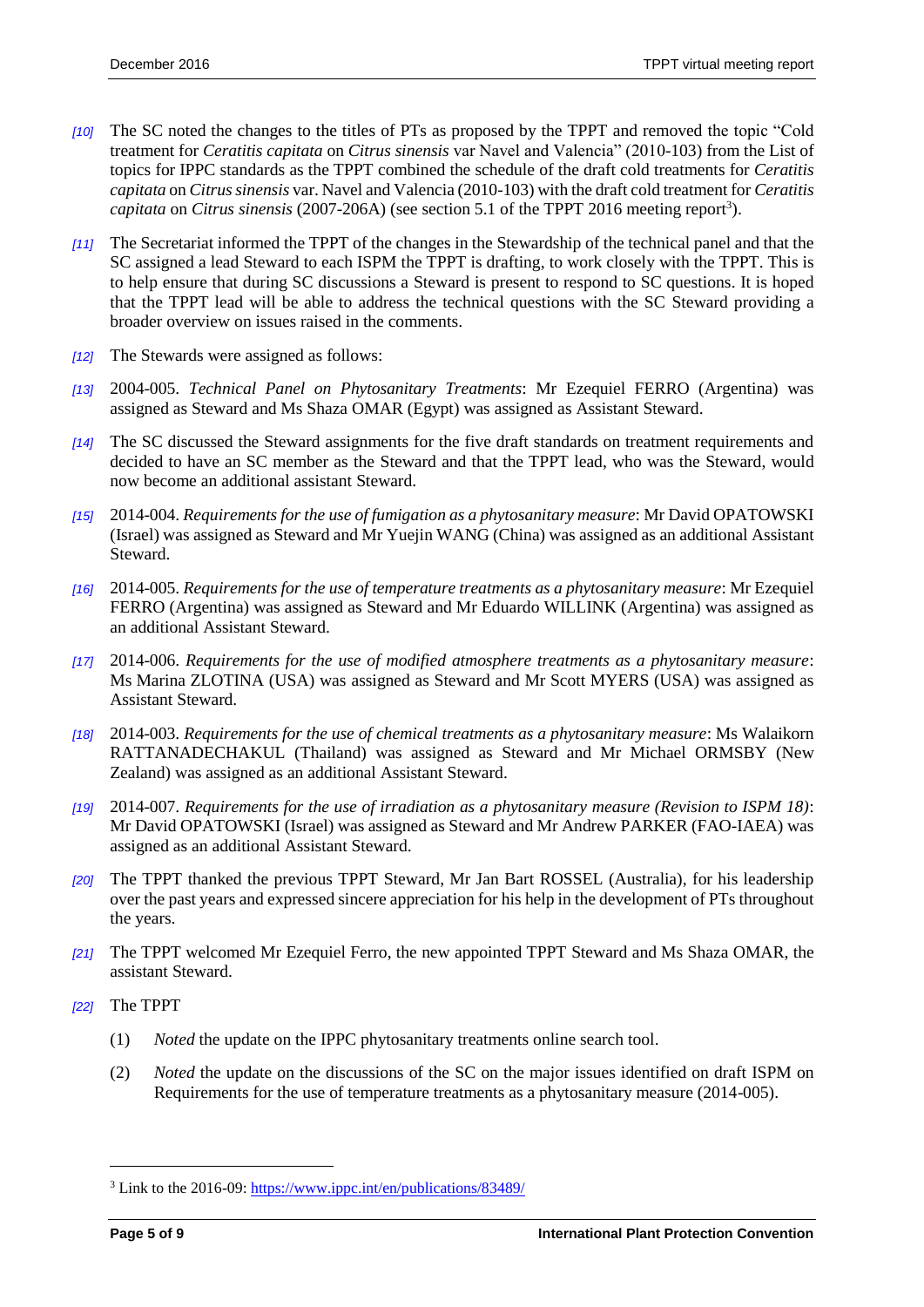*[10]* The SC noted the changes to the titles of PTs as proposed by the TPPT and removed the topic "Cold treatment for *Ceratitis capitata* on *Citrus sinensis* var Navel and Valencia" (2010-103) from the List of topics for IPPC standards as the TPPT combined the schedule of the draft cold treatments for *Ceratitis capitata* on *Citrus sinensis* var. Navel and Valencia (2010-103) with the draft cold treatment for *Ceratitis capitata* on *Citrus sinensis* (2007-206A) (see section 5.1 of the TPPT 2016 meeting report[3]).

*[11]* The Secretariat informed the TPPT of the changes in the Stewardship of the technical panel and that the SC assigned a lead Steward to each ISPM the TPPT is drafting, to work closely with the TPPT. This is to help ensure that during SC discussions a Steward is present to respond to SC questions. It is hoped that the TPPT lead will be able to address the technical questions with the SC Steward providing a broader overview on issues raised in the comments.

*[12]* The Stewards were assigned as follows:

*[13]* 2004-005. *Technical Panel on Phytosanitary Treatments*: Mr Ezequiel FERRO (Argentina) was assigned as Steward and Ms Shaza OMAR (Egypt) was assigned as Assistant Steward.

*[14]* The SC discussed the Steward assignments for the five draft standards on treatment requirements and decided to have an SC member as the Steward and that the TPPT lead, who was the Steward, would now become an additional assistant Steward.

*[15]* 2014-004. *Requirements for the use of fumigation as a phytosanitary measure*: Mr David OPATOWSKI (Israel) was assigned as Steward and Mr Yuejin WANG (China) was assigned as an additional Assistant Steward.

*[16]* 2014-005. *Requirements for the use of temperature treatments as a phytosanitary measure*: Mr Ezequiel FERRO (Argentina) was assigned as Steward and Mr Eduardo WILLINK (Argentina) was assigned as an additional Assistant Steward.

*[17]* 2014-006. *Requirements for the use of modified atmosphere treatments as a phytosanitary measure*: Ms Marina ZLOTINA (USA) was assigned as Steward and Mr Scott MYERS (USA) was assigned as Assistant Steward.

*[18]* 2014-003. *Requirements for the use of chemical treatments as a phytosanitary measure*: Ms Walaikorn RATTANADECHAKUL (Thailand) was assigned as Steward and Mr Michael ORMSBY (New Zealand) was assigned as an additional Assistant Steward.

*[19]* 2014-007. *Requirements for the use of irradiation as a phytosanitary measure (Revision to ISPM 18)*: Mr David OPATOWSKI (Israel) was assigned as Steward and Mr Andrew PARKER (FAO-IAEA) was assigned as an additional Assistant Steward.

*[20]* The TPPT thanked the previous TPPT Steward, Mr Jan Bart ROSSEL (Australia), for his leadership over the past years and expressed sincere appreciation for his help in the development of PTs throughout the years.

*[21]* The TPPT welcomed Mr Ezequiel Ferro, the new appointed TPPT Steward and Ms Shaza OMAR, the assistant Steward.

*[22]* The TPPT

(1) *Noted* the update on the IPPC phytosanitary treatments online search tool.

(2) *Noted* the update on the discussions of the SC on the major issues identified on draft ISPM on Requirements for the use of temperature treatments as a phytosanitary measure (2014-005).

---

[3] Link to the 2016-09: https://www.ippc.int/en/publications/83489/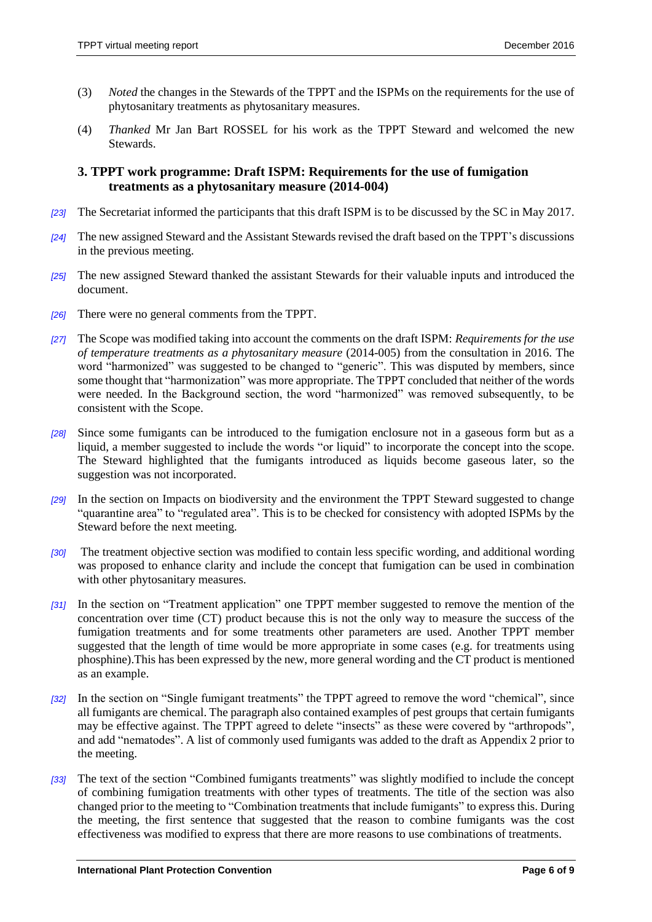(3) *Noted* the changes in the Stewards of the TPPT and the ISPMs on the requirements for the use of phytosanitary treatments as phytosanitary measures.

(4) *Thanked* Mr Jan Bart ROSSEL for his work as the TPPT Steward and welcomed the new Stewards.

## 3. TPPT work programme: Draft ISPM: Requirements for the use of fumigation treatments as a phytosanitary measure (2014-004)

*[23]* The Secretariat informed the participants that this draft ISPM is to be discussed by the SC in May 2017.

*[24]* The new assigned Steward and the Assistant Stewards revised the draft based on the TPPT's discussions in the previous meeting.

*[25]* The new assigned Steward thanked the assistant Stewards for their valuable inputs and introduced the document.

*[26]* There were no general comments from the TPPT.

*[27]* The Scope was modified taking into account the comments on the draft ISPM: *Requirements for the use of temperature treatments as a phytosanitary measure* (2014-005) from the consultation in 2016. The word "harmonized" was suggested to be changed to "generic". This was disputed by members, since some thought that "harmonization" was more appropriate. The TPPT concluded that neither of the words were needed. In the Background section, the word "harmonized" was removed subsequently, to be consistent with the Scope.

*[28]* Since some fumigants can be introduced to the fumigation enclosure not in a gaseous form but as a liquid, a member suggested to include the words "or liquid" to incorporate the concept into the scope. The Steward highlighted that the fumigants introduced as liquids become gaseous later, so the suggestion was not incorporated.

*[29]* In the section on Impacts on biodiversity and the environment the TPPT Steward suggested to change "quarantine area" to "regulated area". This is to be checked for consistency with adopted ISPMs by the Steward before the next meeting.

*[30]* The treatment objective section was modified to contain less specific wording, and additional wording was proposed to enhance clarity and include the concept that fumigation can be used in combination with other phytosanitary measures.

*[31]* In the section on "Treatment application" one TPPT member suggested to remove the mention of the concentration over time (CT) product because this is not the only way to measure the success of the fumigation treatments and for some treatments other parameters are used. Another TPPT member suggested that the length of time would be more appropriate in some cases (e.g. for treatments using phosphine).This has been expressed by the new, more general wording and the CT product is mentioned as an example.

*[32]* In the section on "Single fumigant treatments" the TPPT agreed to remove the word "chemical", since all fumigants are chemical. The paragraph also contained examples of pest groups that certain fumigants may be effective against. The TPPT agreed to delete "insects" as these were covered by "arthropods", and add "nematodes". A list of commonly used fumigants was added to the draft as Appendix 2 prior to the meeting.

*[33]* The text of the section "Combined fumigants treatments" was slightly modified to include the concept of combining fumigation treatments with other types of treatments. The title of the section was also changed prior to the meeting to "Combination treatments that include fumigants" to express this. During the meeting, the first sentence that suggested that the reason to combine fumigants was the cost effectiveness was modified to express that there are more reasons to use combinations of treatments.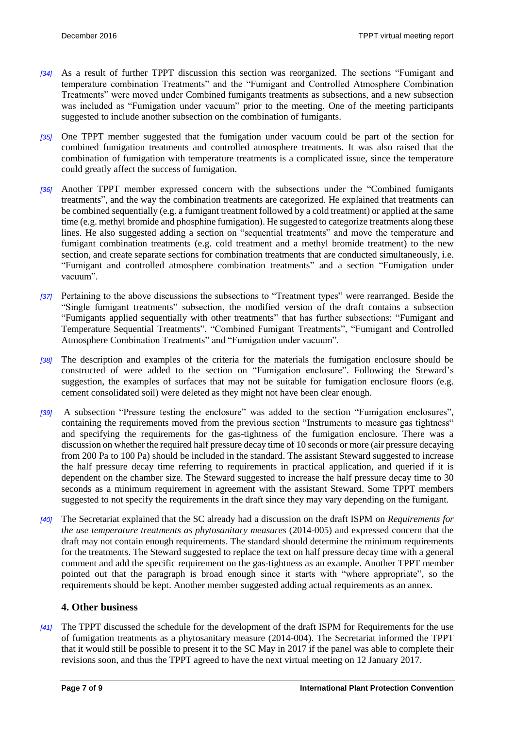*[34]* As a result of further TPPT discussion this section was reorganized. The sections "Fumigant and temperature combination Treatments" and the "Fumigant and Controlled Atmosphere Combination Treatments" were moved under Combined fumigants treatments as subsections, and a new subsection was included as "Fumigation under vacuum" prior to the meeting. One of the meeting participants suggested to include another subsection on the combination of fumigants.

*[35]* One TPPT member suggested that the fumigation under vacuum could be part of the section for combined fumigation treatments and controlled atmosphere treatments. It was also raised that the combination of fumigation with temperature treatments is a complicated issue, since the temperature could greatly affect the success of fumigation.

*[36]* Another TPPT member expressed concern with the subsections under the "Combined fumigants treatments", and the way the combination treatments are categorized. He explained that treatments can be combined sequentially (e.g. a fumigant treatment followed by a cold treatment) or applied at the same time (e.g. methyl bromide and phosphine fumigation). He suggested to categorize treatments along these lines. He also suggested adding a section on "sequential treatments" and move the temperature and fumigant combination treatments (e.g. cold treatment and a methyl bromide treatment) to the new section, and create separate sections for combination treatments that are conducted simultaneously, i.e. "Fumigant and controlled atmosphere combination treatments" and a section "Fumigation under vacuum".

*[37]* Pertaining to the above discussions the subsections to "Treatment types" were rearranged. Beside the "Single fumigant treatments" subsection, the modified version of the draft contains a subsection "Fumigants applied sequentially with other treatments" that has further subsections: "Fumigant and Temperature Sequential Treatments", "Combined Fumigant Treatments", "Fumigant and Controlled Atmosphere Combination Treatments" and "Fumigation under vacuum".

*[38]* The description and examples of the criteria for the materials the fumigation enclosure should be constructed of were added to the section on "Fumigation enclosure". Following the Steward's suggestion, the examples of surfaces that may not be suitable for fumigation enclosure floors (e.g. cement consolidated soil) were deleted as they might not have been clear enough.

*[39]* A subsection "Pressure testing the enclosure" was added to the section "Fumigation enclosures", containing the requirements moved from the previous section "Instruments to measure gas tightness" and specifying the requirements for the gas-tightness of the fumigation enclosure. There was a discussion on whether the required half pressure decay time of 10 seconds or more (air pressure decaying from 200 Pa to 100 Pa) should be included in the standard. The assistant Steward suggested to increase the half pressure decay time referring to requirements in practical application, and queried if it is dependent on the chamber size. The Steward suggested to increase the half pressure decay time to 30 seconds as a minimum requirement in agreement with the assistant Steward. Some TPPT members suggested to not specify the requirements in the draft since they may vary depending on the fumigant.

*[40]* The Secretariat explained that the SC already had a discussion on the draft ISPM on *Requirements for the use temperature treatments as phytosanitary measures* (2014-005) and expressed concern that the draft may not contain enough requirements. The standard should determine the minimum requirements for the treatments. The Steward suggested to replace the text on half pressure decay time with a general comment and add the specific requirement on the gas-tightness as an example. Another TPPT member pointed out that the paragraph is broad enough since it starts with "where appropriate", so the requirements should be kept. Another member suggested adding actual requirements as an annex.

## 4. Other business

*[41]* The TPPT discussed the schedule for the development of the draft ISPM for Requirements for the use of fumigation treatments as a phytosanitary measure (2014-004). The Secretariat informed the TPPT that it would still be possible to present it to the SC May in 2017 if the panel was able to complete their revisions soon, and thus the TPPT agreed to have the next virtual meeting on 12 January 2017.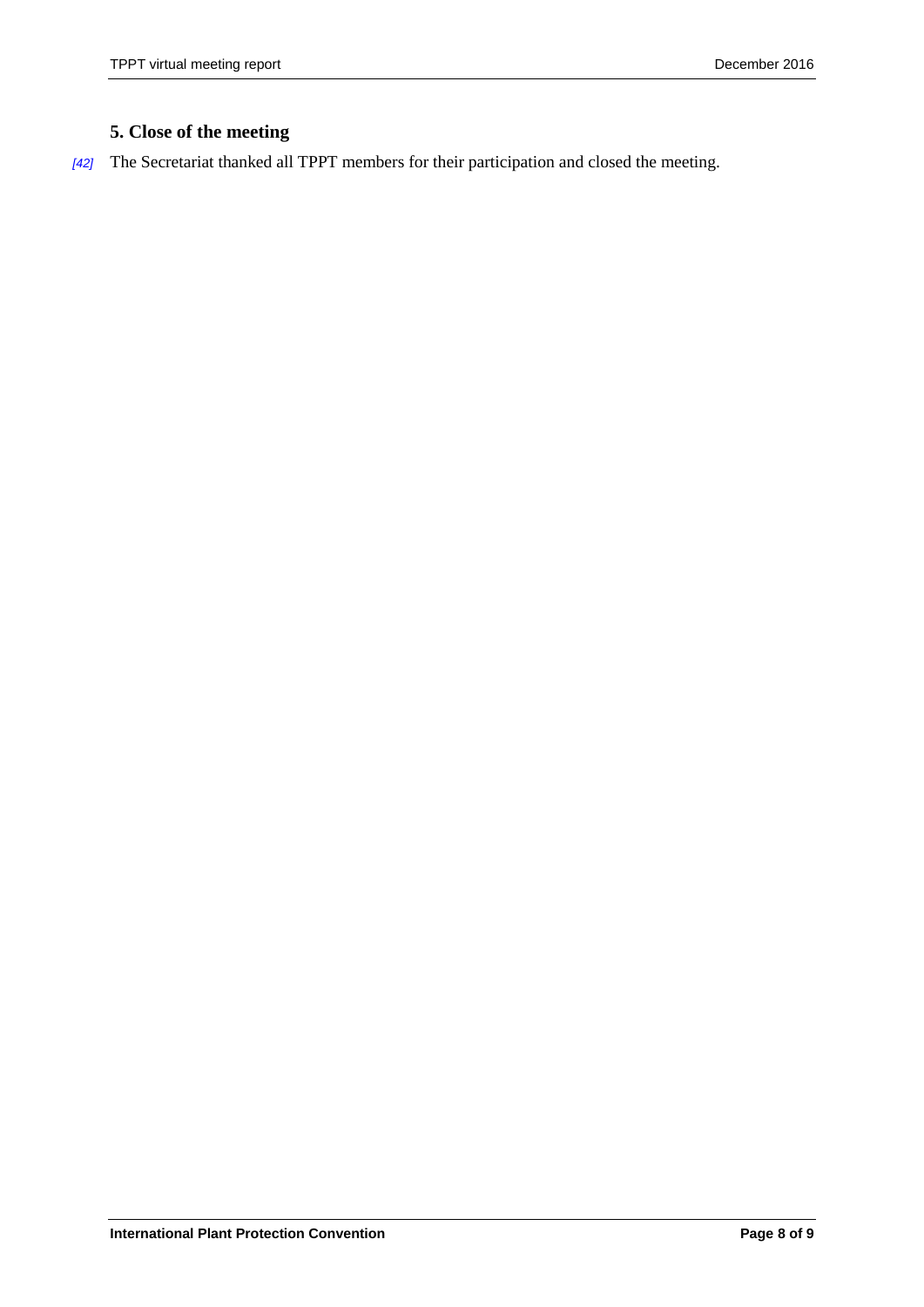## 5. Close of the meeting

[42] The Secretariat thanked all TPPT members for their participation and closed the meeting.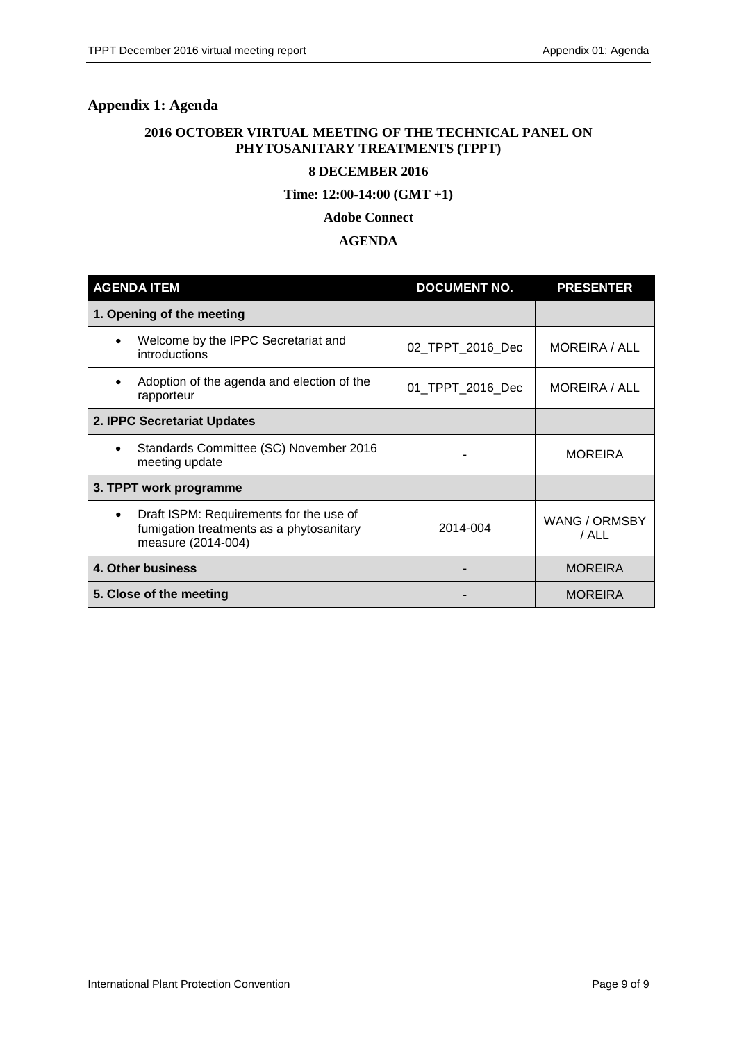## Appendix 1: Agenda

**2016 OCTOBER VIRTUAL MEETING OF THE TECHNICAL PANEL ON PHYTOSANITARY TREATMENTS (TPPT)**

**8 DECEMBER 2016**

**Time: 12:00-14:00 (GMT +1)**

**Adobe Connect**

**AGENDA**

| AGENDA ITEM | DOCUMENT NO. | PRESENTER |
|---|---|---|
| **1. Opening of the meeting** | | |
| • Welcome by the IPPC Secretariat and introductions | 02_TPPT_2016_Dec | MOREIRA / ALL |
| • Adoption of the agenda and election of the rapporteur | 01_TPPT_2016_Dec | MOREIRA / ALL |
| **2. IPPC Secretariat Updates** | | |
| • Standards Committee (SC) November 2016 meeting update | - | MOREIRA |
| **3. TPPT work programme** | | |
| • Draft ISPM: Requirements for the use of fumigation treatments as a phytosanitary measure (2014-004) | 2014-004 | WANG / ORMSBY / ALL |
| **4. Other business** | - | MOREIRA |
| **5. Close of the meeting** | - | MOREIRA |